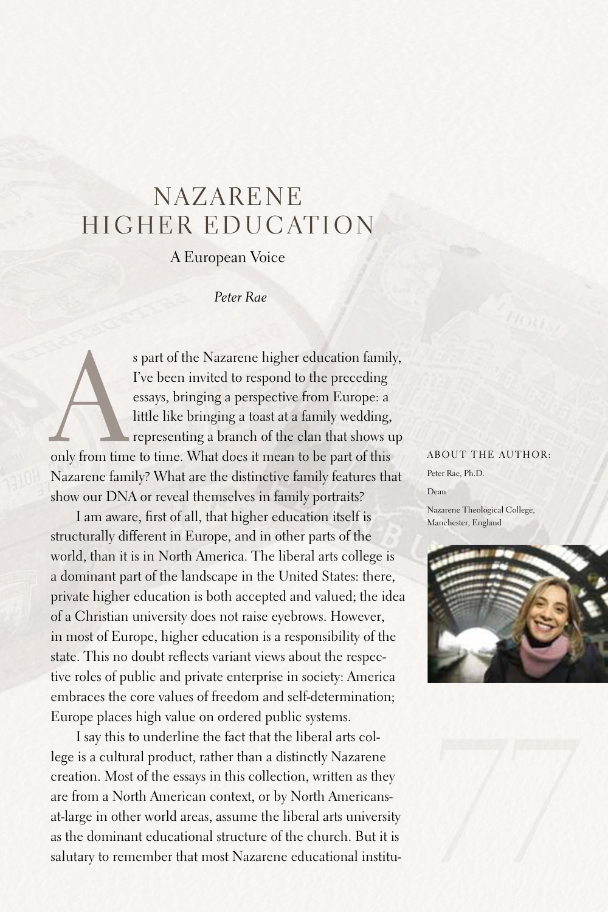# NAZARENE HIGHER EDUCATION

## A European Voice

*Peter Rae*

As part of the Nazarene higher education family, I've been invited to respond to the preceding essays, bringing a perspective from Europe: a little like bringing a toast at a family wedding, representing a branch of the clan that shows up only from time to time. What does it mean to be part of this Nazarene family? What are the distinctive family features that show our DNA or reveal themselves in family portraits?

I am aware, first of all, that higher education itself is structurally different in Europe, and in other parts of the world, than it is in North America. The liberal arts college is a dominant part of the landscape in the United States: there, private higher education is both accepted and valued; the idea of a Christian university does not raise eyebrows. However, in most of Europe, higher education is a responsibility of the state. This no doubt reflects variant views about the respective roles of public and private enterprise in society: America embraces the core values of freedom and self-determination; Europe places high value on ordered public systems.

I say this to underline the fact that the liberal arts college is a cultural product, rather than a distinctly Nazarene creation. Most of the essays in this collection, written as they are from a North American context, or by North Americans-at-large in other world areas, assume the liberal arts university as the dominant educational structure of the church. But it is salutary to remember that most Nazarene educational institu-

ABOUT THE AUTHOR:

Peter Rae, Ph.D.

Dean

Nazarene Theological College, Manchester, England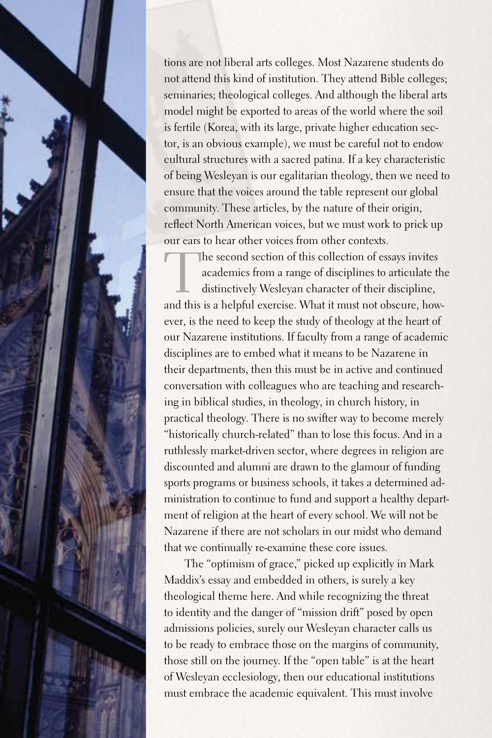tions are not liberal arts colleges. Most Nazarene students do not attend this kind of institution. They attend Bible colleges; seminaries; theological colleges. And although the liberal arts model might be exported to areas of the world where the soil is fertile (Korea, with its large, private higher education sector, is an obvious example), we must be careful not to endow cultural structures with a sacred patina. If a key characteristic of being Wesleyan is our egalitarian theology, then we need to ensure that the voices around the table represent our global community. These articles, by the nature of their origin, reflect North American voices, but we must work to prick up our ears to hear other voices from other contexts.

The second section of this collection of essays invites academics from a range of disciplines to articulate the distinctively Wesleyan character of their discipline, and this is a helpful exercise. What it must not obscure, however, is the need to keep the study of theology at the heart of our Nazarene institutions. If faculty from a range of academic disciplines are to embed what it means to be Nazarene in their departments, then this must be in active and continued conversation with colleagues who are teaching and researching in biblical studies, in theology, in church history, in practical theology. There is no swifter way to become merely "historically church-related" than to lose this focus. And in a ruthlessly market-driven sector, where degrees in religion are discounted and alumni are drawn to the glamour of funding sports programs or business schools, it takes a determined administration to continue to fund and support a healthy department of religion at the heart of every school. We will not be Nazarene if there are not scholars in our midst who demand that we continually re-examine these core issues.

The "optimism of grace," picked up explicitly in Mark Maddix's essay and embedded in others, is surely a key theological theme here. And while recognizing the threat to identity and the danger of "mission drift" posed by open admissions policies, surely our Wesleyan character calls us to be ready to embrace those on the margins of community, those still on the journey. If the "open table" is at the heart of Wesleyan ecclesiology, then our educational institutions must embrace the academic equivalent. This must involve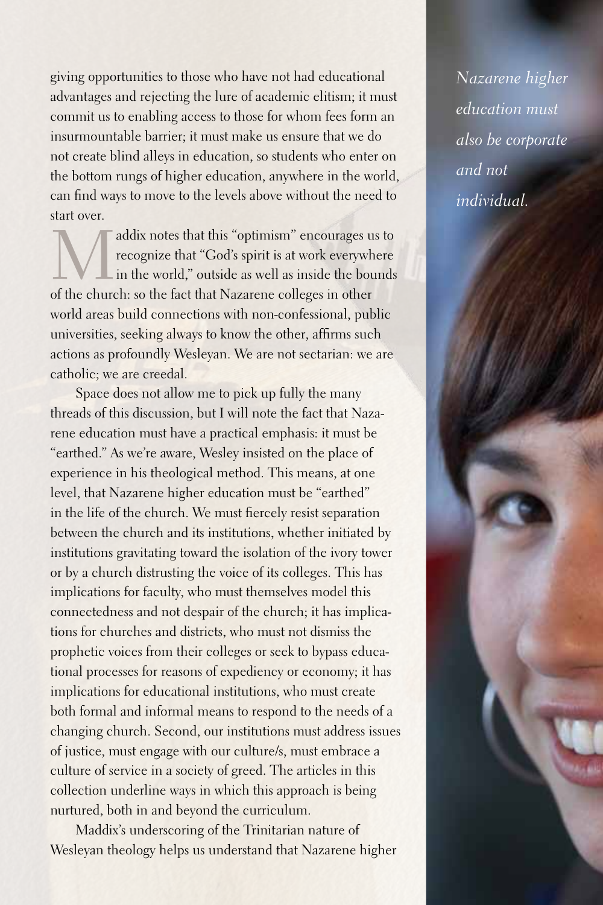giving opportunities to those who have not had educational advantages and rejecting the lure of academic elitism; it must commit us to enabling access to those for whom fees form an insurmountable barrier; it must make us ensure that we do not create blind alleys in education, so students who enter on the bottom rungs of higher education, anywhere in the world, can find ways to move to the levels above without the need to start over.

Maddix notes that this "optimism" encourages us to recognize that "God's spirit is at work everywhere in the world," outside as well as inside the bounds of the church: so the fact that Nazarene colleges in other world areas build connections with non-confessional, public universities, seeking always to know the other, affirms such actions as profoundly Wesleyan. We are not sectarian: we are catholic; we are creedal.

Space does not allow me to pick up fully the many threads of this discussion, but I will note the fact that Nazarene education must have a practical emphasis: it must be "earthed." As we're aware, Wesley insisted on the place of experience in his theological method. This means, at one level, that Nazarene higher education must be "earthed" in the life of the church. We must fiercely resist separation between the church and its institutions, whether initiated by institutions gravitating toward the isolation of the ivory tower or by a church distrusting the voice of its colleges. This has implications for faculty, who must themselves model this connectedness and not despair of the church; it has implications for churches and districts, who must not dismiss the prophetic voices from their colleges or seek to bypass educational processes for reasons of expediency or economy; it has implications for educational institutions, who must create both formal and informal means to respond to the needs of a changing church. Second, our institutions must address issues of justice, must engage with our culture/s, must embrace a culture of service in a society of greed. The articles in this collection underline ways in which this approach is being nurtured, both in and beyond the curriculum.

Maddix's underscoring of the Trinitarian nature of Wesleyan theology helps us understand that Nazarene higher

*Nazarene higher education must also be corporate and not individual.*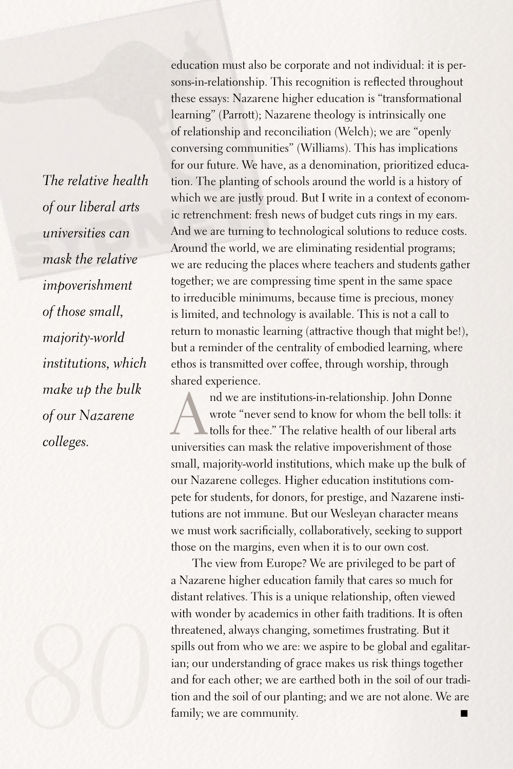education must also be corporate and not individual: it is persons-in-relationship. This recognition is reflected throughout these essays: Nazarene higher education is "transformational learning" (Parrott); Nazarene theology is intrinsically one of relationship and reconciliation (Welch); we are "openly conversing communities" (Williams). This has implications for our future. We have, as a denomination, prioritized education. The planting of schools around the world is a history of which we are justly proud. But I write in a context of economic retrenchment: fresh news of budget cuts rings in my ears. And we are turning to technological solutions to reduce costs. Around the world, we are eliminating residential programs; we are reducing the places where teachers and students gather together; we are compressing time spent in the same space to irreducible minimums, because time is precious, money is limited, and technology is available. This is not a call to return to monastic learning (attractive though that might be!), but a reminder of the centrality of embodied learning, where ethos is transmitted over coffee, through worship, through shared experience.

*The relative health of our liberal arts universities can mask the relative impoverishment of those small, majority-world institutions, which make up the bulk of our Nazarene colleges.*

And we are institutions-in-relationship. John Donne wrote "never send to know for whom the bell tolls: it tolls for thee." The relative health of our liberal arts universities can mask the relative impoverishment of those small, majority-world institutions, which make up the bulk of our Nazarene colleges. Higher education institutions compete for students, for donors, for prestige, and Nazarene institutions are not immune. But our Wesleyan character means we must work sacrificially, collaboratively, seeking to support those on the margins, even when it is to our own cost.

The view from Europe? We are privileged to be part of a Nazarene higher education family that cares so much for distant relatives. This is a unique relationship, often viewed with wonder by academics in other faith traditions. It is often threatened, always changing, sometimes frustrating. But it spills out from who we are: we aspire to be global and egalitarian; our understanding of grace makes us risk things together and for each other; we are earthed both in the soil of our tradition and the soil of our planting; and we are not alone. We are family; we are community. ■